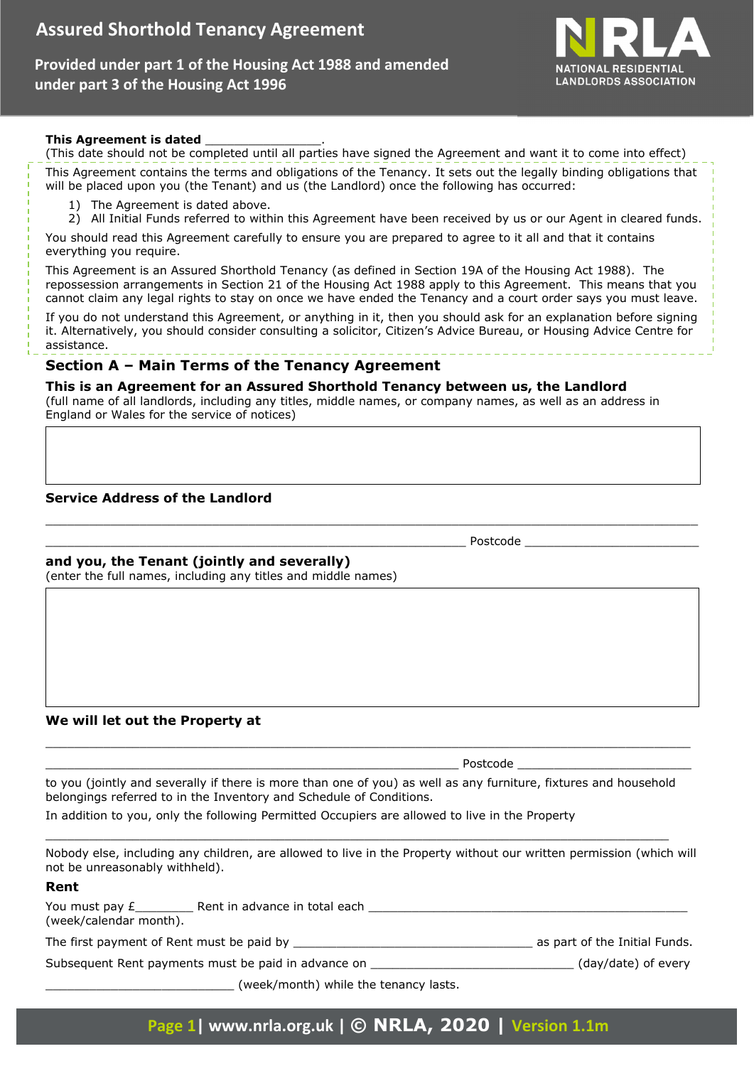# Assured Shorthold Tenancy Agreement

**Provided under part 1 of the Housing Act 1988 and amended under part 3 of the Housing Act 1996**

NRLA NATIONAL RESIDENTIAL LANDLORDS ASSOCIATION

**This Agreement is dated** \_\_\_\_\_\_\_\_\_\_\_\_\_\_\_\_.
(This date should not be completed until all parties have signed the Agreement and want it to come into effect)

This Agreement contains the terms and obligations of the Tenancy. It sets out the legally binding obligations that will be placed upon you (the Tenant) and us (the Landlord) once the following has occurred:

1) The Agreement is dated above.
2) All Initial Funds referred to within this Agreement have been received by us or our Agent in cleared funds.

You should read this Agreement carefully to ensure you are prepared to agree to it all and that it contains everything you require.

This Agreement is an Assured Shorthold Tenancy (as defined in Section 19A of the Housing Act 1988). The repossession arrangements in Section 21 of the Housing Act 1988 apply to this Agreement. This means that you cannot claim any legal rights to stay on once we have ended the Tenancy and a court order says you must leave.

If you do not understand this Agreement, or anything in it, then you should ask for an explanation before signing it. Alternatively, you should consider consulting a solicitor, Citizen's Advice Bureau, or Housing Advice Centre for assistance.

## Section A – Main Terms of the Tenancy Agreement

### This is an Agreement for an Assured Shorthold Tenancy between us, the Landlord

(full name of all landlords, including any titles, middle names, or company names, as well as an address in England or Wales for the service of notices)

|   |
|---|
|   |

**Service Address of the Landlord**

\_\_\_\_\_\_\_\_\_\_\_\_\_\_\_\_\_\_\_\_\_\_\_\_\_\_\_\_\_\_\_\_\_\_\_\_\_\_\_\_\_\_\_\_\_\_\_\_\_\_\_\_\_\_\_\_\_\_\_\_\_\_\_\_\_\_\_\_\_\_\_\_\_\_\_\_

\_\_\_\_\_\_\_\_\_\_\_\_\_\_\_\_\_\_\_\_\_\_\_\_\_\_\_\_\_\_\_\_\_\_\_\_\_\_\_\_\_\_\_\_\_\_\_\_\_\_\_\_ Postcode \_\_\_\_\_\_\_\_\_\_\_\_\_\_\_\_\_\_\_\_\_\_\_

### and you, the Tenant (jointly and severally)

(enter the full names, including any titles and middle names)

|   |
|---|
|   |

### We will let out the Property at

\_\_\_\_\_\_\_\_\_\_\_\_\_\_\_\_\_\_\_\_\_\_\_\_\_\_\_\_\_\_\_\_\_\_\_\_\_\_\_\_\_\_\_\_\_\_\_\_\_\_\_\_\_\_\_\_\_\_\_\_\_\_\_\_\_\_\_\_\_\_\_\_\_\_\_\_

\_\_\_\_\_\_\_\_\_\_\_\_\_\_\_\_\_\_\_\_\_\_\_\_\_\_\_\_\_\_\_\_\_\_\_\_\_\_\_\_\_\_\_\_\_\_\_\_\_\_\_\_ Postcode \_\_\_\_\_\_\_\_\_\_\_\_\_\_\_\_\_\_\_\_\_\_\_

to you (jointly and severally if there is more than one of you) as well as any furniture, fixtures and household belongings referred to in the Inventory and Schedule of Conditions.

In addition to you, only the following Permitted Occupiers are allowed to live in the Property

\_\_\_\_\_\_\_\_\_\_\_\_\_\_\_\_\_\_\_\_\_\_\_\_\_\_\_\_\_\_\_\_\_\_\_\_\_\_\_\_\_\_\_\_\_\_\_\_\_\_\_\_\_\_\_\_\_\_\_\_\_\_\_\_\_\_\_\_\_\_\_\_\_\_\_\_

Nobody else, including any children, are allowed to live in the Property without our written permission (which will not be unreasonably withheld).

### Rent

You must pay £\_\_\_\_\_\_\_\_ Rent in advance in total each \_\_\_\_\_\_\_\_\_\_\_\_\_\_\_\_\_\_\_\_\_\_\_\_\_\_\_\_\_\_\_\_\_\_\_\_\_\_\_\_ (week/calendar month).

The first payment of Rent must be paid by \_\_\_\_\_\_\_\_\_\_\_\_\_\_\_\_\_\_\_\_\_\_\_\_\_\_\_\_\_\_\_ as part of the Initial Funds.

Subsequent Rent payments must be paid in advance on \_\_\_\_\_\_\_\_\_\_\_\_\_\_\_\_\_\_\_\_\_\_\_\_\_\_ (day/date) of every \_\_\_\_\_\_\_\_\_\_\_\_\_\_\_\_\_\_\_\_\_\_\_\_\_ (week/month) while the tenancy lasts.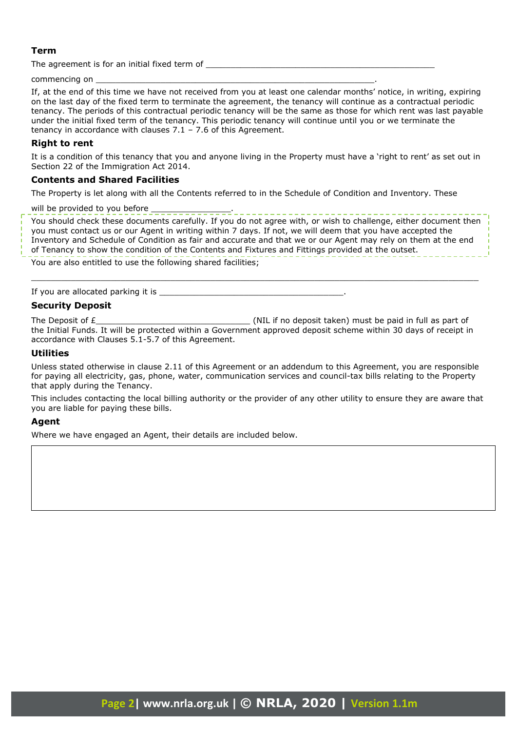### Term

The agreement is for an initial fixed term of ________________________________________________

commencing on ___________________________________________________________.

If, at the end of this time we have not received from you at least one calendar months' notice, in writing, expiring on the last day of the fixed term to terminate the agreement, the tenancy will continue as a contractual periodic tenancy. The periods of this contractual periodic tenancy will be the same as those for which rent was last payable under the initial fixed term of the tenancy. This periodic tenancy will continue until you or we terminate the tenancy in accordance with clauses 7.1 – 7.6 of this Agreement.

### Right to rent

It is a condition of this tenancy that you and anyone living in the Property must have a 'right to rent' as set out in Section 22 of the Immigration Act 2014.

### Contents and Shared Facilities

The Property is let along with all the Contents referred to in the Schedule of Condition and Inventory. These will be provided to you before _________________.

You should check these documents carefully. If you do not agree with, or wish to challenge, either document then you must contact us or our Agent in writing within 7 days. If not, we will deem that you have accepted the Inventory and Schedule of Condition as fair and accurate and that we or our Agent may rely on them at the end of Tenancy to show the condition of the Contents and Fixtures and Fittings provided at the outset.

You are also entitled to use the following shared facilities;

_______________________________________________________________________________________________

If you are allocated parking it is _______________________________________.

### Security Deposit

The Deposit of £________________________________ (NIL if no deposit taken) must be paid in full as part of the Initial Funds. It will be protected within a Government approved deposit scheme within 30 days of receipt in accordance with Clauses 5.1-5.7 of this Agreement.

### Utilities

Unless stated otherwise in clause 2.11 of this Agreement or an addendum to this Agreement, you are responsible for paying all electricity, gas, phone, water, communication services and council-tax bills relating to the Property that apply during the Tenancy.

This includes contacting the local billing authority or the provider of any other utility to ensure they are aware that you are liable for paying these bills.

### Agent

Where we have engaged an Agent, their details are included below.

| |
|---|
| |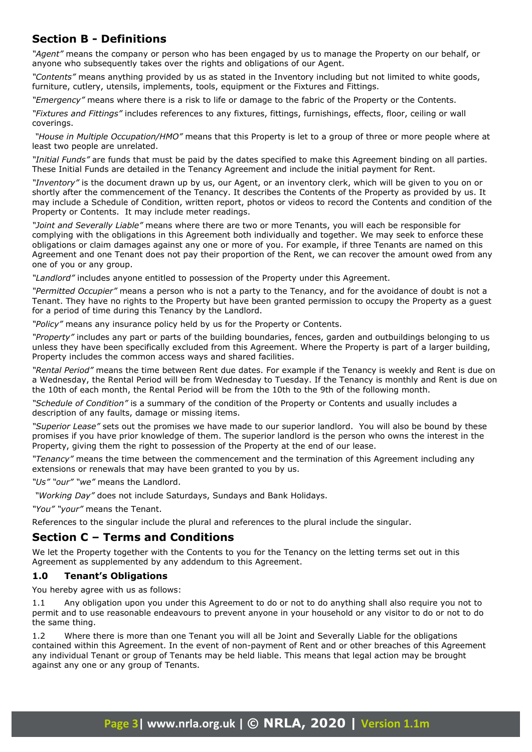## Section B - Definitions

*"Agent"* means the company or person who has been engaged by us to manage the Property on our behalf, or anyone who subsequently takes over the rights and obligations of our Agent.

*"Contents"* means anything provided by us as stated in the Inventory including but not limited to white goods, furniture, cutlery, utensils, implements, tools, equipment or the Fixtures and Fittings.

*"Emergency"* means where there is a risk to life or damage to the fabric of the Property or the Contents.

*"Fixtures and Fittings"* includes references to any fixtures, fittings, furnishings, effects, floor, ceiling or wall coverings.

*"House in Multiple Occupation/HMO"* means that this Property is let to a group of three or more people where at least two people are unrelated.

*"Initial Funds"* are funds that must be paid by the dates specified to make this Agreement binding on all parties. These Initial Funds are detailed in the Tenancy Agreement and include the initial payment for Rent.

*"Inventory"* is the document drawn up by us, our Agent, or an inventory clerk, which will be given to you on or shortly after the commencement of the Tenancy. It describes the Contents of the Property as provided by us. It may include a Schedule of Condition, written report, photos or videos to record the Contents and condition of the Property or Contents. It may include meter readings.

*"Joint and Severally Liable"* means where there are two or more Tenants, you will each be responsible for complying with the obligations in this Agreement both individually and together. We may seek to enforce these obligations or claim damages against any one or more of you. For example, if three Tenants are named on this Agreement and one Tenant does not pay their proportion of the Rent, we can recover the amount owed from any one of you or any group.

*"Landlord"* includes anyone entitled to possession of the Property under this Agreement.

*"Permitted Occupier"* means a person who is not a party to the Tenancy, and for the avoidance of doubt is not a Tenant. They have no rights to the Property but have been granted permission to occupy the Property as a guest for a period of time during this Tenancy by the Landlord.

*"Policy"* means any insurance policy held by us for the Property or Contents.

*"Property"* includes any part or parts of the building boundaries, fences, garden and outbuildings belonging to us unless they have been specifically excluded from this Agreement. Where the Property is part of a larger building, Property includes the common access ways and shared facilities.

*"Rental Period"* means the time between Rent due dates. For example if the Tenancy is weekly and Rent is due on a Wednesday, the Rental Period will be from Wednesday to Tuesday. If the Tenancy is monthly and Rent is due on the 10th of each month, the Rental Period will be from the 10th to the 9th of the following month.

*"Schedule of Condition"* is a summary of the condition of the Property or Contents and usually includes a description of any faults, damage or missing items.

*"Superior Lease"* sets out the promises we have made to our superior landlord. You will also be bound by these promises if you have prior knowledge of them. The superior landlord is the person who owns the interest in the Property, giving them the right to possession of the Property at the end of our lease.

*"Tenancy"* means the time between the commencement and the termination of this Agreement including any extensions or renewals that may have been granted to you by us.

*"Us" "our" "we"* means the Landlord.

*"Working Day"* does not include Saturdays, Sundays and Bank Holidays.

*"You" "your"* means the Tenant.

References to the singular include the plural and references to the plural include the singular.

## Section C – Terms and Conditions

We let the Property together with the Contents to you for the Tenancy on the letting terms set out in this Agreement as supplemented by any addendum to this Agreement.

### 1.0 Tenant's Obligations

You hereby agree with us as follows:

1.1 Any obligation upon you under this Agreement to do or not to do anything shall also require you not to permit and to use reasonable endeavours to prevent anyone in your household or any visitor to do or not to do the same thing.

1.2 Where there is more than one Tenant you will all be Joint and Severally Liable for the obligations contained within this Agreement. In the event of non-payment of Rent and or other breaches of this Agreement any individual Tenant or group of Tenants may be held liable. This means that legal action may be brought against any one or any group of Tenants.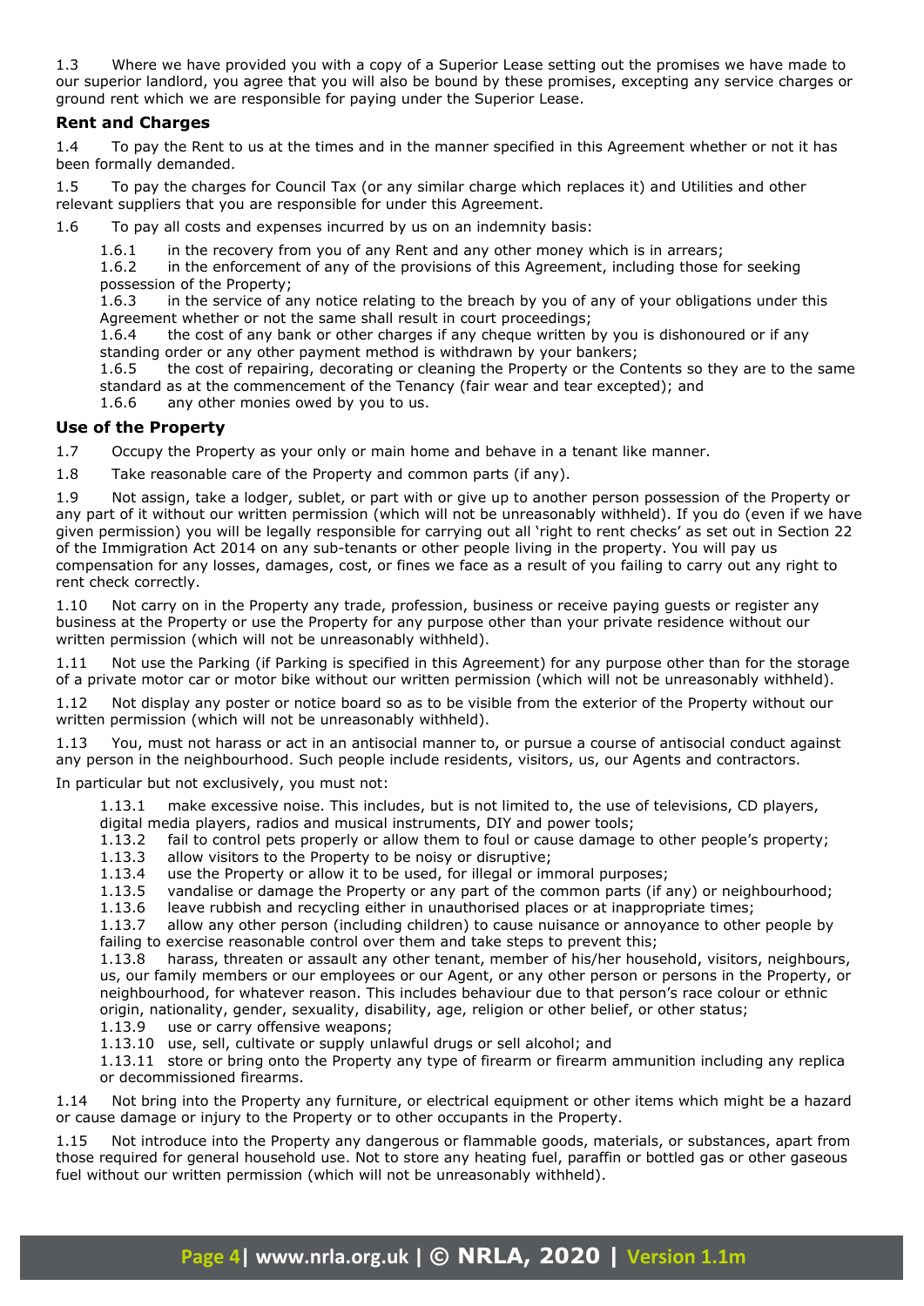1.3 Where we have provided you with a copy of a Superior Lease setting out the promises we have made to our superior landlord, you agree that you will also be bound by these promises, excepting any service charges or ground rent which we are responsible for paying under the Superior Lease.

### Rent and Charges

1.4 To pay the Rent to us at the times and in the manner specified in this Agreement whether or not it has been formally demanded.

1.5 To pay the charges for Council Tax (or any similar charge which replaces it) and Utilities and other relevant suppliers that you are responsible for under this Agreement.

1.6 To pay all costs and expenses incurred by us on an indemnity basis:

1.6.1 in the recovery from you of any Rent and any other money which is in arrears;
1.6.2 in the enforcement of any of the provisions of this Agreement, including those for seeking possession of the Property;
1.6.3 in the service of any notice relating to the breach by you of any of your obligations under this Agreement whether or not the same shall result in court proceedings;
1.6.4 the cost of any bank or other charges if any cheque written by you is dishonoured or if any standing order or any other payment method is withdrawn by your bankers;
1.6.5 the cost of repairing, decorating or cleaning the Property or the Contents so they are to the same standard as at the commencement of the Tenancy (fair wear and tear excepted); and
1.6.6 any other monies owed by you to us.

### Use of the Property

1.7 Occupy the Property as your only or main home and behave in a tenant like manner.

1.8 Take reasonable care of the Property and common parts (if any).

1.9 Not assign, take a lodger, sublet, or part with or give up to another person possession of the Property or any part of it without our written permission (which will not be unreasonably withheld). If you do (even if we have given permission) you will be legally responsible for carrying out all 'right to rent checks' as set out in Section 22 of the Immigration Act 2014 on any sub-tenants or other people living in the property. You will pay us compensation for any losses, damages, cost, or fines we face as a result of you failing to carry out any right to rent check correctly.

1.10 Not carry on in the Property any trade, profession, business or receive paying guests or register any business at the Property or use the Property for any purpose other than your private residence without our written permission (which will not be unreasonably withheld).

1.11 Not use the Parking (if Parking is specified in this Agreement) for any purpose other than for the storage of a private motor car or motor bike without our written permission (which will not be unreasonably withheld).

1.12 Not display any poster or notice board so as to be visible from the exterior of the Property without our written permission (which will not be unreasonably withheld).

1.13 You, must not harass or act in an antisocial manner to, or pursue a course of antisocial conduct against any person in the neighbourhood. Such people include residents, visitors, us, our Agents and contractors.

In particular but not exclusively, you must not:

1.13.1 make excessive noise. This includes, but is not limited to, the use of televisions, CD players, digital media players, radios and musical instruments, DIY and power tools;
1.13.2 fail to control pets properly or allow them to foul or cause damage to other people's property;
1.13.3 allow visitors to the Property to be noisy or disruptive;
1.13.4 use the Property or allow it to be used, for illegal or immoral purposes;
1.13.5 vandalise or damage the Property or any part of the common parts (if any) or neighbourhood;
1.13.6 leave rubbish and recycling either in unauthorised places or at inappropriate times;
1.13.7 allow any other person (including children) to cause nuisance or annoyance to other people by failing to exercise reasonable control over them and take steps to prevent this;
1.13.8 harass, threaten or assault any other tenant, member of his/her household, visitors, neighbours, us, our family members or our employees or our Agent, or any other person or persons in the Property, or neighbourhood, for whatever reason. This includes behaviour due to that person's race colour or ethnic origin, nationality, gender, sexuality, disability, age, religion or other belief, or other status;
1.13.9 use or carry offensive weapons;
1.13.10 use, sell, cultivate or supply unlawful drugs or sell alcohol; and
1.13.11 store or bring onto the Property any type of firearm or firearm ammunition including any replica or decommissioned firearms.

1.14 Not bring into the Property any furniture, or electrical equipment or other items which might be a hazard or cause damage or injury to the Property or to other occupants in the Property.

1.15 Not introduce into the Property any dangerous or flammable goods, materials, or substances, apart from those required for general household use. Not to store any heating fuel, paraffin or bottled gas or other gaseous fuel without our written permission (which will not be unreasonably withheld).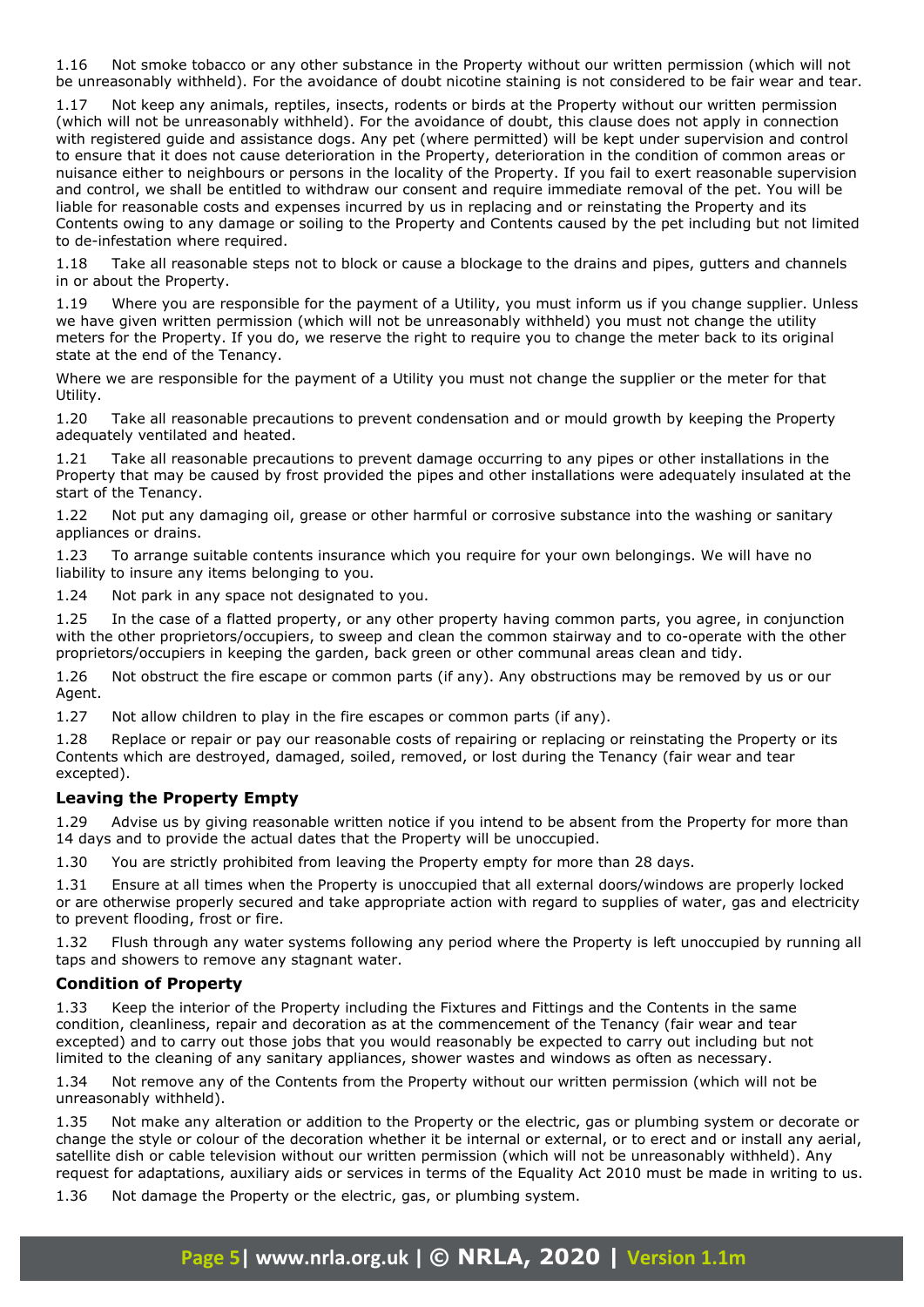1.16 Not smoke tobacco or any other substance in the Property without our written permission (which will not be unreasonably withheld). For the avoidance of doubt nicotine staining is not considered to be fair wear and tear.

1.17 Not keep any animals, reptiles, insects, rodents or birds at the Property without our written permission (which will not be unreasonably withheld). For the avoidance of doubt, this clause does not apply in connection with registered guide and assistance dogs. Any pet (where permitted) will be kept under supervision and control to ensure that it does not cause deterioration in the Property, deterioration in the condition of common areas or nuisance either to neighbours or persons in the locality of the Property. If you fail to exert reasonable supervision and control, we shall be entitled to withdraw our consent and require immediate removal of the pet. You will be liable for reasonable costs and expenses incurred by us in replacing and or reinstating the Property and its Contents owing to any damage or soiling to the Property and Contents caused by the pet including but not limited to de-infestation where required.

1.18 Take all reasonable steps not to block or cause a blockage to the drains and pipes, gutters and channels in or about the Property.

1.19 Where you are responsible for the payment of a Utility, you must inform us if you change supplier. Unless we have given written permission (which will not be unreasonably withheld) you must not change the utility meters for the Property. If you do, we reserve the right to require you to change the meter back to its original state at the end of the Tenancy.

Where we are responsible for the payment of a Utility you must not change the supplier or the meter for that Utility.

1.20 Take all reasonable precautions to prevent condensation and or mould growth by keeping the Property adequately ventilated and heated.

1.21 Take all reasonable precautions to prevent damage occurring to any pipes or other installations in the Property that may be caused by frost provided the pipes and other installations were adequately insulated at the start of the Tenancy.

1.22 Not put any damaging oil, grease or other harmful or corrosive substance into the washing or sanitary appliances or drains.

1.23 To arrange suitable contents insurance which you require for your own belongings. We will have no liability to insure any items belonging to you.

1.24 Not park in any space not designated to you.

1.25 In the case of a flatted property, or any other property having common parts, you agree, in conjunction with the other proprietors/occupiers, to sweep and clean the common stairway and to co-operate with the other proprietors/occupiers in keeping the garden, back green or other communal areas clean and tidy.

1.26 Not obstruct the fire escape or common parts (if any). Any obstructions may be removed by us or our Agent.

1.27 Not allow children to play in the fire escapes or common parts (if any).

1.28 Replace or repair or pay our reasonable costs of repairing or replacing or reinstating the Property or its Contents which are destroyed, damaged, soiled, removed, or lost during the Tenancy (fair wear and tear excepted).

### Leaving the Property Empty

1.29 Advise us by giving reasonable written notice if you intend to be absent from the Property for more than 14 days and to provide the actual dates that the Property will be unoccupied.

1.30 You are strictly prohibited from leaving the Property empty for more than 28 days.

1.31 Ensure at all times when the Property is unoccupied that all external doors/windows are properly locked or are otherwise properly secured and take appropriate action with regard to supplies of water, gas and electricity to prevent flooding, frost or fire.

1.32 Flush through any water systems following any period where the Property is left unoccupied by running all taps and showers to remove any stagnant water.

### Condition of Property

1.33 Keep the interior of the Property including the Fixtures and Fittings and the Contents in the same condition, cleanliness, repair and decoration as at the commencement of the Tenancy (fair wear and tear excepted) and to carry out those jobs that you would reasonably be expected to carry out including but not limited to the cleaning of any sanitary appliances, shower wastes and windows as often as necessary.

1.34 Not remove any of the Contents from the Property without our written permission (which will not be unreasonably withheld).

1.35 Not make any alteration or addition to the Property or the electric, gas or plumbing system or decorate or change the style or colour of the decoration whether it be internal or external, or to erect and or install any aerial, satellite dish or cable television without our written permission (which will not be unreasonably withheld). Any request for adaptations, auxiliary aids or services in terms of the Equality Act 2010 must be made in writing to us.

1.36 Not damage the Property or the electric, gas, or plumbing system.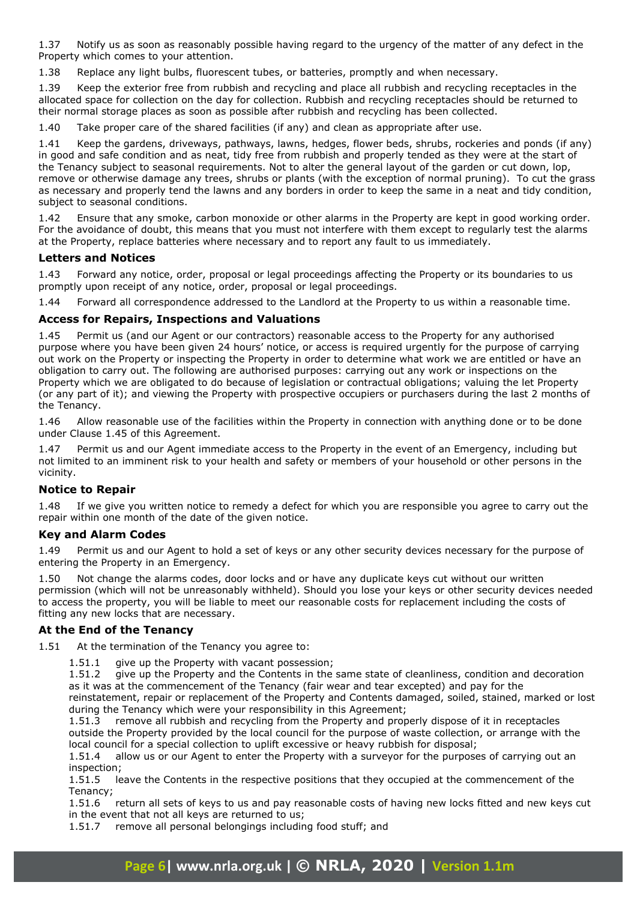1.37 Notify us as soon as reasonably possible having regard to the urgency of the matter of any defect in the Property which comes to your attention.

1.38 Replace any light bulbs, fluorescent tubes, or batteries, promptly and when necessary.

1.39 Keep the exterior free from rubbish and recycling and place all rubbish and recycling receptacles in the allocated space for collection on the day for collection. Rubbish and recycling receptacles should be returned to their normal storage places as soon as possible after rubbish and recycling has been collected.

1.40 Take proper care of the shared facilities (if any) and clean as appropriate after use.

1.41 Keep the gardens, driveways, pathways, lawns, hedges, flower beds, shrubs, rockeries and ponds (if any) in good and safe condition and as neat, tidy free from rubbish and properly tended as they were at the start of the Tenancy subject to seasonal requirements. Not to alter the general layout of the garden or cut down, lop, remove or otherwise damage any trees, shrubs or plants (with the exception of normal pruning). To cut the grass as necessary and properly tend the lawns and any borders in order to keep the same in a neat and tidy condition, subject to seasonal conditions.

1.42 Ensure that any smoke, carbon monoxide or other alarms in the Property are kept in good working order. For the avoidance of doubt, this means that you must not interfere with them except to regularly test the alarms at the Property, replace batteries where necessary and to report any fault to us immediately.

### Letters and Notices

1.43 Forward any notice, order, proposal or legal proceedings affecting the Property or its boundaries to us promptly upon receipt of any notice, order, proposal or legal proceedings.

1.44 Forward all correspondence addressed to the Landlord at the Property to us within a reasonable time.

### Access for Repairs, Inspections and Valuations

1.45 Permit us (and our Agent or our contractors) reasonable access to the Property for any authorised purpose where you have been given 24 hours' notice, or access is required urgently for the purpose of carrying out work on the Property or inspecting the Property in order to determine what work we are entitled or have an obligation to carry out. The following are authorised purposes: carrying out any work or inspections on the Property which we are obligated to do because of legislation or contractual obligations; valuing the let Property (or any part of it); and viewing the Property with prospective occupiers or purchasers during the last 2 months of the Tenancy.

1.46 Allow reasonable use of the facilities within the Property in connection with anything done or to be done under Clause 1.45 of this Agreement.

1.47 Permit us and our Agent immediate access to the Property in the event of an Emergency, including but not limited to an imminent risk to your health and safety or members of your household or other persons in the vicinity.

### Notice to Repair

1.48 If we give you written notice to remedy a defect for which you are responsible you agree to carry out the repair within one month of the date of the given notice.

### Key and Alarm Codes

1.49 Permit us and our Agent to hold a set of keys or any other security devices necessary for the purpose of entering the Property in an Emergency.

1.50 Not change the alarms codes, door locks and or have any duplicate keys cut without our written permission (which will not be unreasonably withheld). Should you lose your keys or other security devices needed to access the property, you will be liable to meet our reasonable costs for replacement including the costs of fitting any new locks that are necessary.

### At the End of the Tenancy

1.51 At the termination of the Tenancy you agree to:

1.51.1 give up the Property with vacant possession;

1.51.2 give up the Property and the Contents in the same state of cleanliness, condition and decoration as it was at the commencement of the Tenancy (fair wear and tear excepted) and pay for the reinstatement, repair or replacement of the Property and Contents damaged, soiled, stained, marked or lost during the Tenancy which were your responsibility in this Agreement;

1.51.3 remove all rubbish and recycling from the Property and properly dispose of it in receptacles outside the Property provided by the local council for the purpose of waste collection, or arrange with the local council for a special collection to uplift excessive or heavy rubbish for disposal;

1.51.4 allow us or our Agent to enter the Property with a surveyor for the purposes of carrying out an inspection;

1.51.5 leave the Contents in the respective positions that they occupied at the commencement of the Tenancy;

1.51.6 return all sets of keys to us and pay reasonable costs of having new locks fitted and new keys cut in the event that not all keys are returned to us;

1.51.7 remove all personal belongings including food stuff; and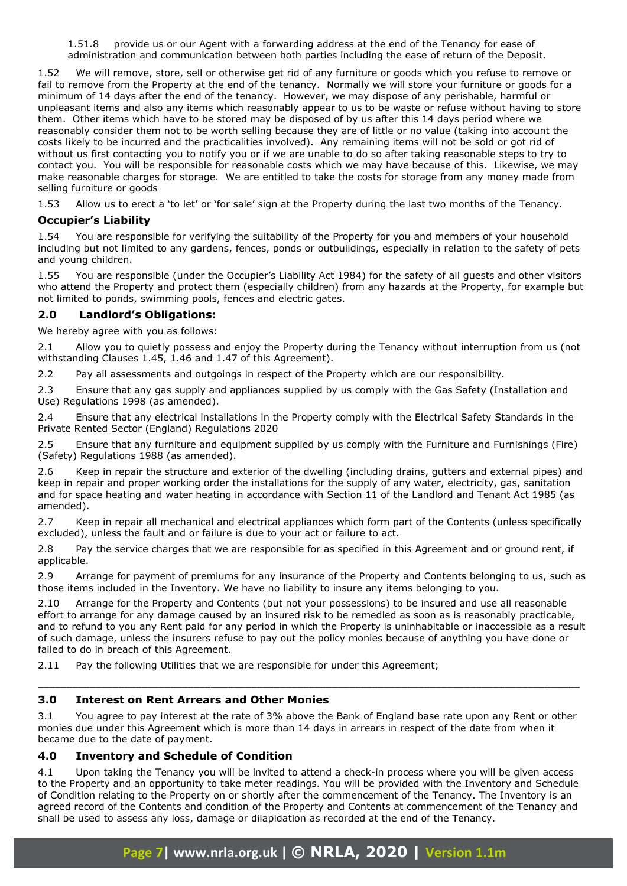1.51.8 provide us or our Agent with a forwarding address at the end of the Tenancy for ease of administration and communication between both parties including the ease of return of the Deposit.

1.52 We will remove, store, sell or otherwise get rid of any furniture or goods which you refuse to remove or fail to remove from the Property at the end of the tenancy. Normally we will store your furniture or goods for a minimum of 14 days after the end of the tenancy. However, we may dispose of any perishable, harmful or unpleasant items and also any items which reasonably appear to us to be waste or refuse without having to store them. Other items which have to be stored may be disposed of by us after this 14 days period where we reasonably consider them not to be worth selling because they are of little or no value (taking into account the costs likely to be incurred and the practicalities involved). Any remaining items will not be sold or got rid of without us first contacting you to notify you or if we are unable to do so after taking reasonable steps to try to contact you. You will be responsible for reasonable costs which we may have because of this. Likewise, we may make reasonable charges for storage. We are entitled to take the costs for storage from any money made from selling furniture or goods

1.53 Allow us to erect a 'to let' or 'for sale' sign at the Property during the last two months of the Tenancy.

### Occupier's Liability

1.54 You are responsible for verifying the suitability of the Property for you and members of your household including but not limited to any gardens, fences, ponds or outbuildings, especially in relation to the safety of pets and young children.

1.55 You are responsible (under the Occupier's Liability Act 1984) for the safety of all guests and other visitors who attend the Property and protect them (especially children) from any hazards at the Property, for example but not limited to ponds, swimming pools, fences and electric gates.

## 2.0 Landlord's Obligations:

We hereby agree with you as follows:

2.1 Allow you to quietly possess and enjoy the Property during the Tenancy without interruption from us (not withstanding Clauses 1.45, 1.46 and 1.47 of this Agreement).

2.2 Pay all assessments and outgoings in respect of the Property which are our responsibility.

2.3 Ensure that any gas supply and appliances supplied by us comply with the Gas Safety (Installation and Use) Regulations 1998 (as amended).

2.4 Ensure that any electrical installations in the Property comply with the Electrical Safety Standards in the Private Rented Sector (England) Regulations 2020

2.5 Ensure that any furniture and equipment supplied by us comply with the Furniture and Furnishings (Fire) (Safety) Regulations 1988 (as amended).

2.6 Keep in repair the structure and exterior of the dwelling (including drains, gutters and external pipes) and keep in repair and proper working order the installations for the supply of any water, electricity, gas, sanitation and for space heating and water heating in accordance with Section 11 of the Landlord and Tenant Act 1985 (as amended).

2.7 Keep in repair all mechanical and electrical appliances which form part of the Contents (unless specifically excluded), unless the fault and or failure is due to your act or failure to act.

2.8 Pay the service charges that we are responsible for as specified in this Agreement and or ground rent, if applicable.

2.9 Arrange for payment of premiums for any insurance of the Property and Contents belonging to us, such as those items included in the Inventory. We have no liability to insure any items belonging to you.

2.10 Arrange for the Property and Contents (but not your possessions) to be insured and use all reasonable effort to arrange for any damage caused by an insured risk to be remedied as soon as is reasonably practicable, and to refund to you any Rent paid for any period in which the Property is uninhabitable or inaccessible as a result of such damage, unless the insurers refuse to pay out the policy monies because of anything you have done or failed to do in breach of this Agreement.

2.11 Pay the following Utilities that we are responsible for under this Agreement;

\_\_\_\_\_\_\_\_\_\_\_\_\_\_\_\_\_\_\_\_\_\_\_\_\_\_\_\_\_\_\_\_\_\_\_\_\_\_\_\_\_\_\_\_\_\_\_\_\_\_\_\_\_\_\_\_\_\_\_\_\_\_\_\_\_\_\_\_\_\_\_\_\_\_\_\_\_\_\_\_

## 3.0 Interest on Rent Arrears and Other Monies

3.1 You agree to pay interest at the rate of 3% above the Bank of England base rate upon any Rent or other monies due under this Agreement which is more than 14 days in arrears in respect of the date from when it became due to the date of payment.

## 4.0 Inventory and Schedule of Condition

4.1 Upon taking the Tenancy you will be invited to attend a check-in process where you will be given access to the Property and an opportunity to take meter readings. You will be provided with the Inventory and Schedule of Condition relating to the Property on or shortly after the commencement of the Tenancy. The Inventory is an agreed record of the Contents and condition of the Property and Contents at commencement of the Tenancy and shall be used to assess any loss, damage or dilapidation as recorded at the end of the Tenancy.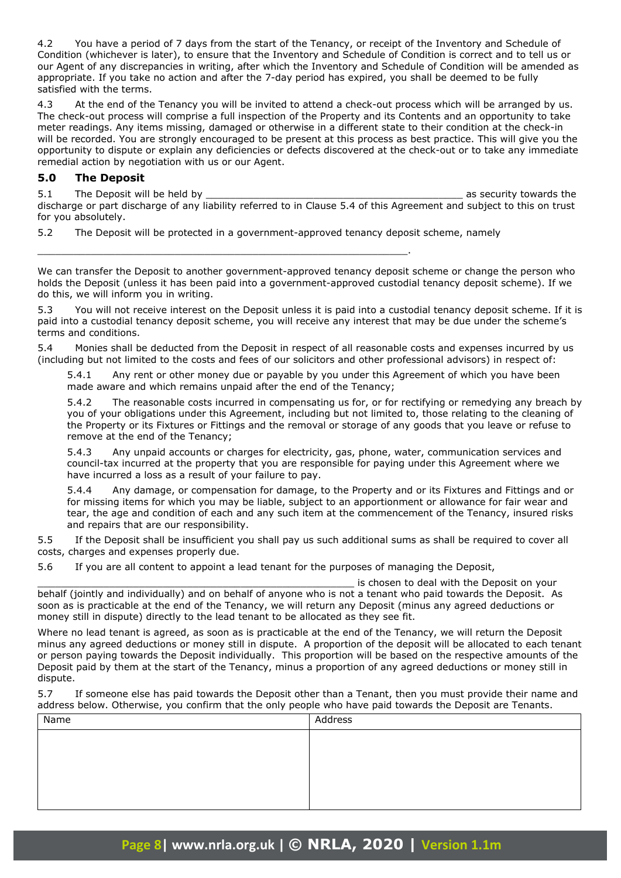4.2 You have a period of 7 days from the start of the Tenancy, or receipt of the Inventory and Schedule of Condition (whichever is later), to ensure that the Inventory and Schedule of Condition is correct and to tell us or our Agent of any discrepancies in writing, after which the Inventory and Schedule of Condition will be amended as appropriate. If you take no action and after the 7-day period has expired, you shall be deemed to be fully satisfied with the terms.

4.3 At the end of the Tenancy you will be invited to attend a check-out process which will be arranged by us. The check-out process will comprise a full inspection of the Property and its Contents and an opportunity to take meter readings. Any items missing, damaged or otherwise in a different state to their condition at the check-in will be recorded. You are strongly encouraged to be present at this process as best practice. This will give you the opportunity to dispute or explain any deficiencies or defects discovered at the check-out or to take any immediate remedial action by negotiation with us or our Agent.

## 5.0 The Deposit

5.1 The Deposit will be held by ____________________________________________ as security towards the discharge or part discharge of any liability referred to in Clause 5.4 of this Agreement and subject to this on trust for you absolutely.

5.2 The Deposit will be protected in a government-approved tenancy deposit scheme, namely

_________________________________________________________________.

We can transfer the Deposit to another government-approved tenancy deposit scheme or change the person who holds the Deposit (unless it has been paid into a government-approved custodial tenancy deposit scheme). If we do this, we will inform you in writing.

5.3 You will not receive interest on the Deposit unless it is paid into a custodial tenancy deposit scheme. If it is paid into a custodial tenancy deposit scheme, you will receive any interest that may be due under the scheme's terms and conditions.

5.4 Monies shall be deducted from the Deposit in respect of all reasonable costs and expenses incurred by us (including but not limited to the costs and fees of our solicitors and other professional advisors) in respect of:

5.4.1 Any rent or other money due or payable by you under this Agreement of which you have been made aware and which remains unpaid after the end of the Tenancy;

5.4.2 The reasonable costs incurred in compensating us for, or for rectifying or remedying any breach by you of your obligations under this Agreement, including but not limited to, those relating to the cleaning of the Property or its Fixtures or Fittings and the removal or storage of any goods that you leave or refuse to remove at the end of the Tenancy;

5.4.3 Any unpaid accounts or charges for electricity, gas, phone, water, communication services and council-tax incurred at the property that you are responsible for paying under this Agreement where we have incurred a loss as a result of your failure to pay.

5.4.4 Any damage, or compensation for damage, to the Property and or its Fixtures and Fittings and or for missing items for which you may be liable, subject to an apportionment or allowance for fair wear and tear, the age and condition of each and any such item at the commencement of the Tenancy, insured risks and repairs that are our responsibility.

5.5 If the Deposit shall be insufficient you shall pay us such additional sums as shall be required to cover all costs, charges and expenses properly due.

5.6 If you are all content to appoint a lead tenant for the purposes of managing the Deposit,

_______________________________________________________ is chosen to deal with the Deposit on your behalf (jointly and individually) and on behalf of anyone who is not a tenant who paid towards the Deposit. As soon as is practicable at the end of the Tenancy, we will return any Deposit (minus any agreed deductions or money still in dispute) directly to the lead tenant to be allocated as they see fit.

Where no lead tenant is agreed, as soon as is practicable at the end of the Tenancy, we will return the Deposit minus any agreed deductions or money still in dispute. A proportion of the deposit will be allocated to each tenant or person paying towards the Deposit individually. This proportion will be based on the respective amounts of the Deposit paid by them at the start of the Tenancy, minus a proportion of any agreed deductions or money still in dispute.

5.7 If someone else has paid towards the Deposit other than a Tenant, then you must provide their name and address below. Otherwise, you confirm that the only people who have paid towards the Deposit are Tenants.

| Name | Address |
|---|---|
| | |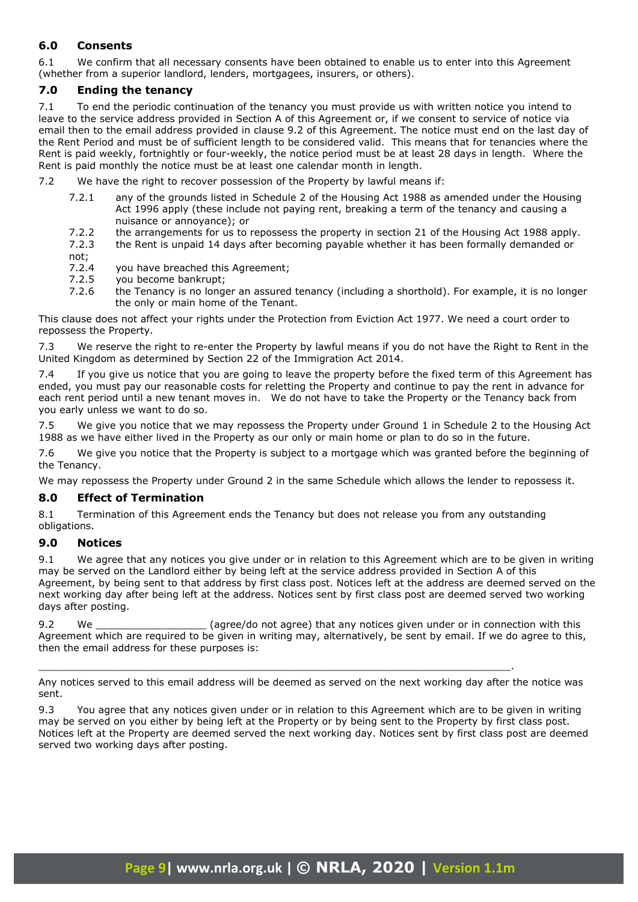## 6.0 Consents

6.1 We confirm that all necessary consents have been obtained to enable us to enter into this Agreement (whether from a superior landlord, lenders, mortgagees, insurers, or others).

## 7.0 Ending the tenancy

7.1 To end the periodic continuation of the tenancy you must provide us with written notice you intend to leave to the service address provided in Section A of this Agreement or, if we consent to service of notice via email then to the email address provided in clause 9.2 of this Agreement. The notice must end on the last day of the Rent Period and must be of sufficient length to be considered valid. This means that for tenancies where the Rent is paid weekly, fortnightly or four-weekly, the notice period must be at least 28 days in length. Where the Rent is paid monthly the notice must be at least one calendar month in length.

7.2 We have the right to recover possession of the Property by lawful means if:

- 7.2.1 any of the grounds listed in Schedule 2 of the Housing Act 1988 as amended under the Housing Act 1996 apply (these include not paying rent, breaking a term of the tenancy and causing a nuisance or annoyance); or
- 7.2.2 the arrangements for us to repossess the property in section 21 of the Housing Act 1988 apply.
- 7.2.3 the Rent is unpaid 14 days after becoming payable whether it has been formally demanded or not;
- 7.2.4 you have breached this Agreement;
- 7.2.5 you become bankrupt;
- 7.2.6 the Tenancy is no longer an assured tenancy (including a shorthold). For example, it is no longer the only or main home of the Tenant.

This clause does not affect your rights under the Protection from Eviction Act 1977. We need a court order to repossess the Property.

7.3 We reserve the right to re-enter the Property by lawful means if you do not have the Right to Rent in the United Kingdom as determined by Section 22 of the Immigration Act 2014.

7.4 If you give us notice that you are going to leave the property before the fixed term of this Agreement has ended, you must pay our reasonable costs for reletting the Property and continue to pay the rent in advance for each rent period until a new tenant moves in. We do not have to take the Property or the Tenancy back from you early unless we want to do so.

7.5 We give you notice that we may repossess the Property under Ground 1 in Schedule 2 to the Housing Act 1988 as we have either lived in the Property as our only or main home or plan to do so in the future.

7.6 We give you notice that the Property is subject to a mortgage which was granted before the beginning of the Tenancy.

We may repossess the Property under Ground 2 in the same Schedule which allows the lender to repossess it.

## 8.0 Effect of Termination

8.1 Termination of this Agreement ends the Tenancy but does not release you from any outstanding obligations.

## 9.0 Notices

9.1 We agree that any notices you give under or in relation to this Agreement which are to be given in writing may be served on the Landlord either by being left at the service address provided in Section A of this Agreement, by being sent to that address by first class post. Notices left at the address are deemed served on the next working day after being left at the address. Notices sent by first class post are deemed served two working days after posting.

9.2 We __________________ (agree/do not agree) that any notices given under or in connection with this Agreement which are required to be given in writing may, alternatively, be sent by email. If we do agree to this, then the email address for these purposes is:

______________________________________________________________________________.

Any notices served to this email address will be deemed as served on the next working day after the notice was sent.

9.3 You agree that any notices given under or in relation to this Agreement which are to be given in writing may be served on you either by being left at the Property or by being sent to the Property by first class post. Notices left at the Property are deemed served the next working day. Notices sent by first class post are deemed served two working days after posting.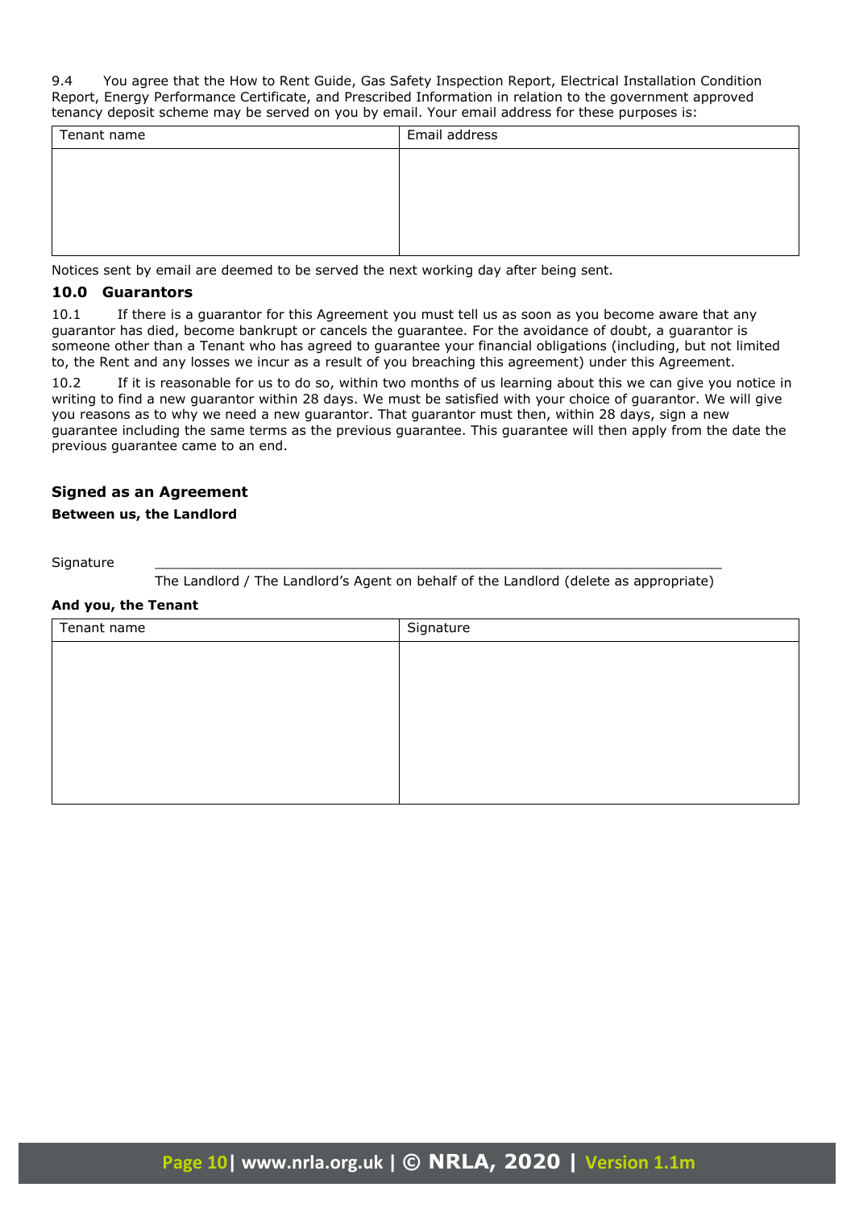9.4 You agree that the How to Rent Guide, Gas Safety Inspection Report, Electrical Installation Condition Report, Energy Performance Certificate, and Prescribed Information in relation to the government approved tenancy deposit scheme may be served on you by email. Your email address for these purposes is:

| Tenant name | Email address |
|---|---|
| | |

Notices sent by email are deemed to be served the next working day after being sent.

## 10.0 Guarantors

10.1 If there is a guarantor for this Agreement you must tell us as soon as you become aware that any guarantor has died, become bankrupt or cancels the guarantee. For the avoidance of doubt, a guarantor is someone other than a Tenant who has agreed to guarantee your financial obligations (including, but not limited to, the Rent and any losses we incur as a result of you breaching this agreement) under this Agreement.

10.2 If it is reasonable for us to do so, within two months of us learning about this we can give you notice in writing to find a new guarantor within 28 days. We must be satisfied with your choice of guarantor. We will give you reasons as to why we need a new guarantor. That guarantor must then, within 28 days, sign a new guarantee including the same terms as the previous guarantee. This guarantee will then apply from the date the previous guarantee came to an end.

## Signed as an Agreement

**Between us, the Landlord**

Signature ______________________________________________

The Landlord / The Landlord's Agent on behalf of the Landlord (delete as appropriate)

**And you, the Tenant**

| Tenant name | Signature |
|---|---|
| | |